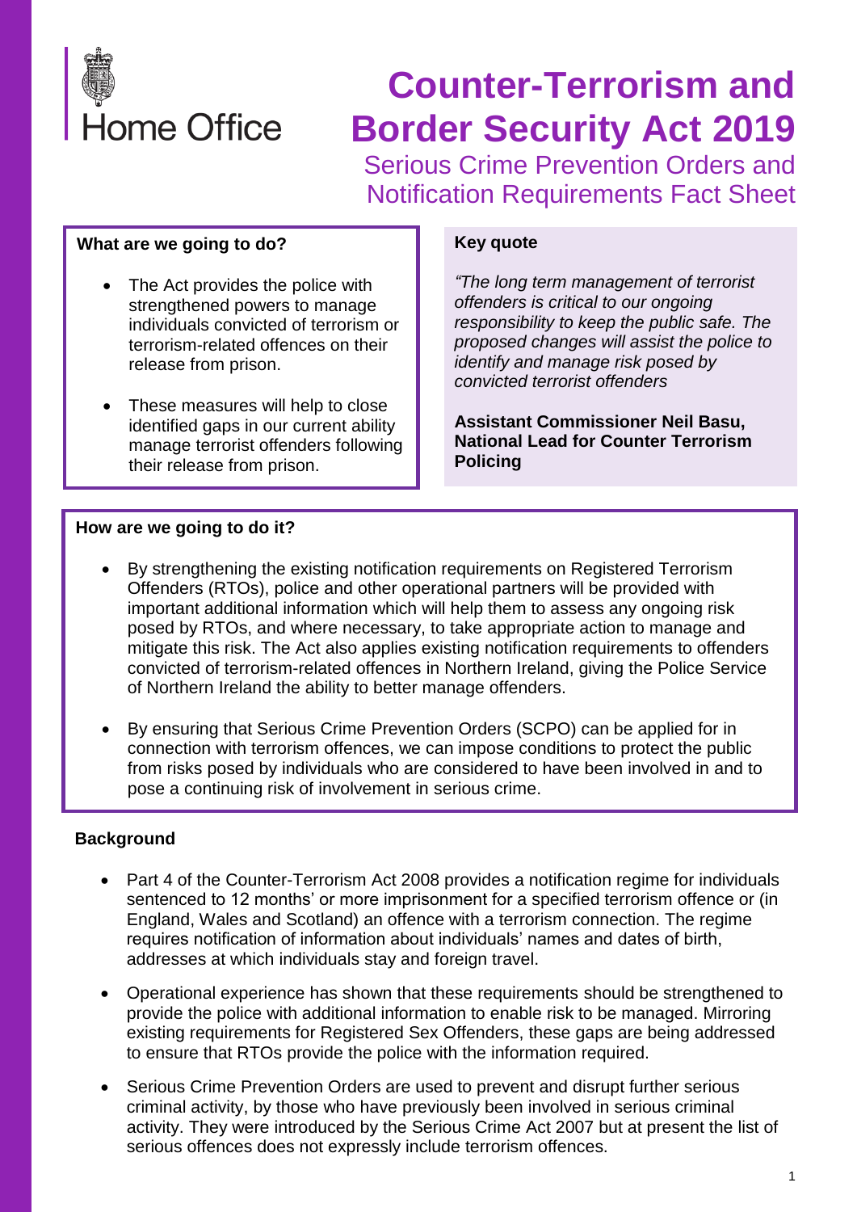Home Office

# Counter-Terrorism and Border Security Act 2019

## Serious Crime Prevention Orders and Notification Requirements Fact Sheet

**What are we going to do?**

- The Act provides the police with strengthened powers to manage individuals convicted of terrorism or terrorism-related offences on their release from prison.
- These measures will help to close identified gaps in our current ability manage terrorist offenders following their release from prison.

**Key quote**

*"The long term management of terrorist offenders is critical to our ongoing responsibility to keep the public safe. The proposed changes will assist the police to identify and manage risk posed by convicted terrorist offenders*

**Assistant Commissioner Neil Basu, National Lead for Counter Terrorism Policing**

**How are we going to do it?**

- By strengthening the existing notification requirements on Registered Terrorism Offenders (RTOs), police and other operational partners will be provided with important additional information which will help them to assess any ongoing risk posed by RTOs, and where necessary, to take appropriate action to manage and mitigate this risk. The Act also applies existing notification requirements to offenders convicted of terrorism-related offences in Northern Ireland, giving the Police Service of Northern Ireland the ability to better manage offenders.
- By ensuring that Serious Crime Prevention Orders (SCPO) can be applied for in connection with terrorism offences, we can impose conditions to protect the public from risks posed by individuals who are considered to have been involved in and to pose a continuing risk of involvement in serious crime.

**Background**

- Part 4 of the Counter-Terrorism Act 2008 provides a notification regime for individuals sentenced to 12 months' or more imprisonment for a specified terrorism offence or (in England, Wales and Scotland) an offence with a terrorism connection. The regime requires notification of information about individuals' names and dates of birth, addresses at which individuals stay and foreign travel.
- Operational experience has shown that these requirements should be strengthened to provide the police with additional information to enable risk to be managed. Mirroring existing requirements for Registered Sex Offenders, these gaps are being addressed to ensure that RTOs provide the police with the information required.
- Serious Crime Prevention Orders are used to prevent and disrupt further serious criminal activity, by those who have previously been involved in serious criminal activity. They were introduced by the Serious Crime Act 2007 but at present the list of serious offences does not expressly include terrorism offences.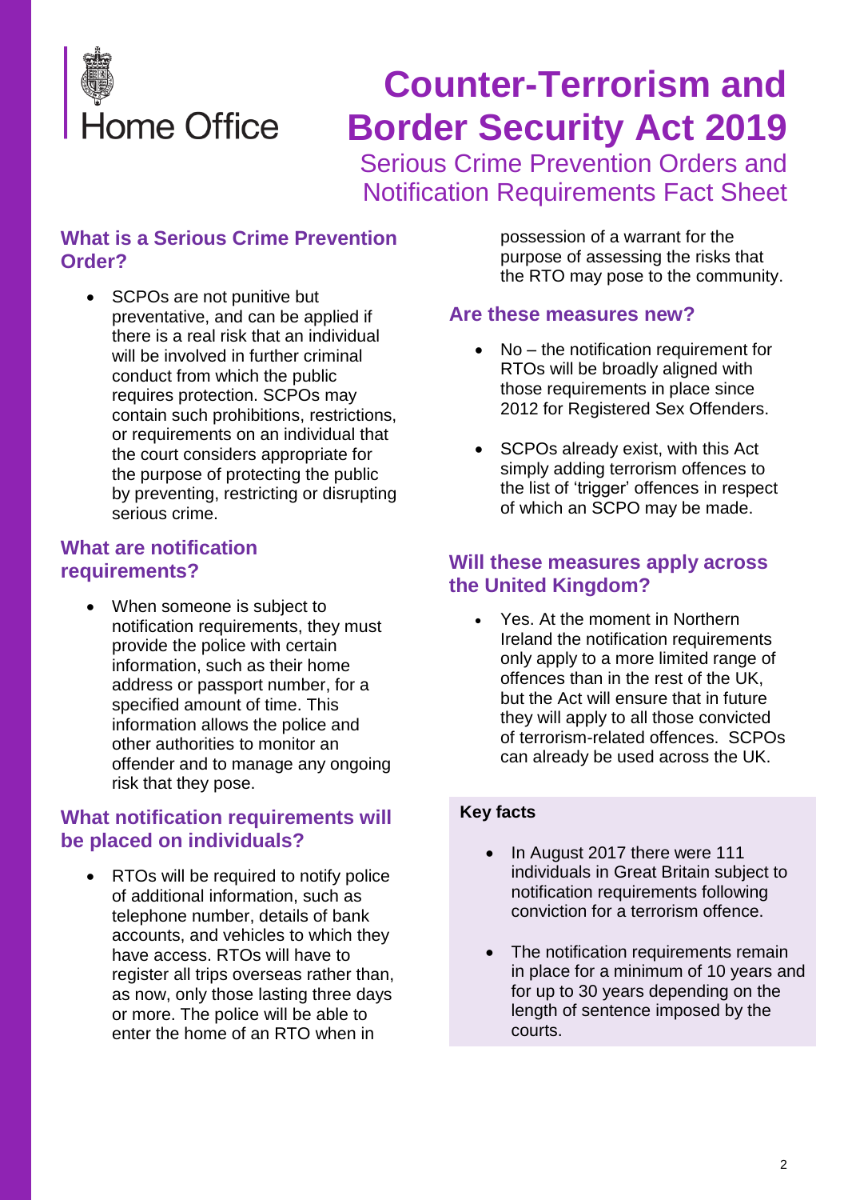Home Office

# Counter-Terrorism and Border Security Act 2019

## Serious Crime Prevention Orders and Notification Requirements Fact Sheet

### What is a Serious Crime Prevention Order?

- SCPOs are not punitive but preventative, and can be applied if there is a real risk that an individual will be involved in further criminal conduct from which the public requires protection. SCPOs may contain such prohibitions, restrictions, or requirements on an individual that the court considers appropriate for the purpose of protecting the public by preventing, restricting or disrupting serious crime.

### What are notification requirements?

- When someone is subject to notification requirements, they must provide the police with certain information, such as their home address or passport number, for a specified amount of time. This information allows the police and other authorities to monitor an offender and to manage any ongoing risk that they pose.

### What notification requirements will be placed on individuals?

- RTOs will be required to notify police of additional information, such as telephone number, details of bank accounts, and vehicles to which they have access. RTOs will have to register all trips overseas rather than, as now, only those lasting three days or more. The police will be able to enter the home of an RTO when in possession of a warrant for the purpose of assessing the risks that the RTO may pose to the community.

### Are these measures new?

- No – the notification requirement for RTOs will be broadly aligned with those requirements in place since 2012 for Registered Sex Offenders.
- SCPOs already exist, with this Act simply adding terrorism offences to the list of 'trigger' offences in respect of which an SCPO may be made.

### Will these measures apply across the United Kingdom?

- Yes. At the moment in Northern Ireland the notification requirements only apply to a more limited range of offences than in the rest of the UK, but the Act will ensure that in future they will apply to all those convicted of terrorism-related offences. SCPOs can already be used across the UK.

**Key facts**

- In August 2017 there were 111 individuals in Great Britain subject to notification requirements following conviction for a terrorism offence.
- The notification requirements remain in place for a minimum of 10 years and for up to 30 years depending on the length of sentence imposed by the courts.